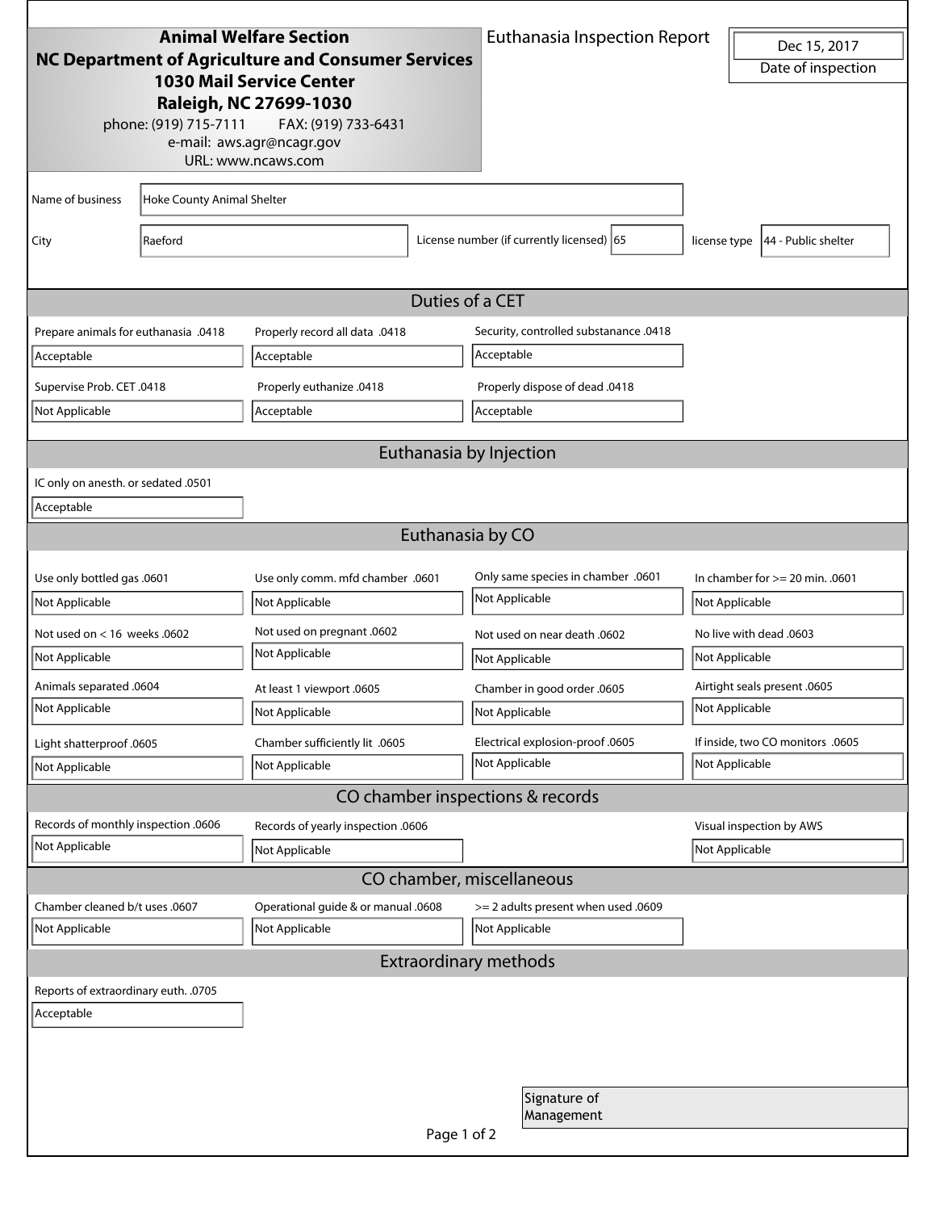**Animal Welfare Section**
**NC Department of Agriculture and Consumer Services**
**1030 Mail Service Center**
**Raleigh, NC 27699-1030**
phone: (919) 715-7111 FAX: (919) 733-6431
e-mail: aws.agr@ncagr.gov
URL: www.ncaws.com

# Euthanasia Inspection Report

Dec 15, 2017
Date of inspection

| | |
|---|---|
| Name of business | Hoke County Animal Shelter |
| City | Raeford |
| License number (if currently licensed) | 65 |
| license type | 44 - Public shelter |

## Duties of a CET

| Prepare animals for euthanasia .0418 | Properly record all data .0418 | Security, controlled substanance .0418 |
|---|---|---|
| Acceptable | Acceptable | Acceptable |
| **Supervise Prob. CET .0418** | **Properly euthanize .0418** | **Properly dispose of dead .0418** |
| Not Applicable | Acceptable | Acceptable |

## Euthanasia by Injection

| IC only on anesth. or sedated .0501 |
|---|
| Acceptable |

## Euthanasia by CO

| Use only bottled gas .0601 | Use only comm. mfd chamber .0601 | Only same species in chamber .0601 | In chamber for >= 20 min. .0601 |
|---|---|---|---|
| Not Applicable | Not Applicable | Not Applicable | Not Applicable |
| **Not used on < 16 weeks .0602** | **Not used on pregnant .0602** | **Not used on near death .0602** | **No live with dead .0603** |
| Not Applicable | Not Applicable | Not Applicable | Not Applicable |
| **Animals separated .0604** | **At least 1 viewport .0605** | **Chamber in good order .0605** | **Airtight seals present .0605** |
| Not Applicable | Not Applicable | Not Applicable | Not Applicable |
| **Light shatterproof .0605** | **Chamber sufficiently lit .0605** | **Electrical explosion-proof .0605** | **If inside, two CO monitors .0605** |
| Not Applicable | Not Applicable | Not Applicable | Not Applicable |

## CO chamber inspections & records

| Records of monthly inspection .0606 | Records of yearly inspection .0606 | Visual inspection by AWS |
|---|---|---|
| Not Applicable | Not Applicable | Not Applicable |

## CO chamber, miscellaneous

| Chamber cleaned b/t uses .0607 | Operational guide & or manual .0608 | >= 2 adults present when used .0609 |
|---|---|---|
| Not Applicable | Not Applicable | Not Applicable |

## Extraordinary methods

| Reports of extraordinary euth. .0705 |
|---|
| Acceptable |

Signature of Management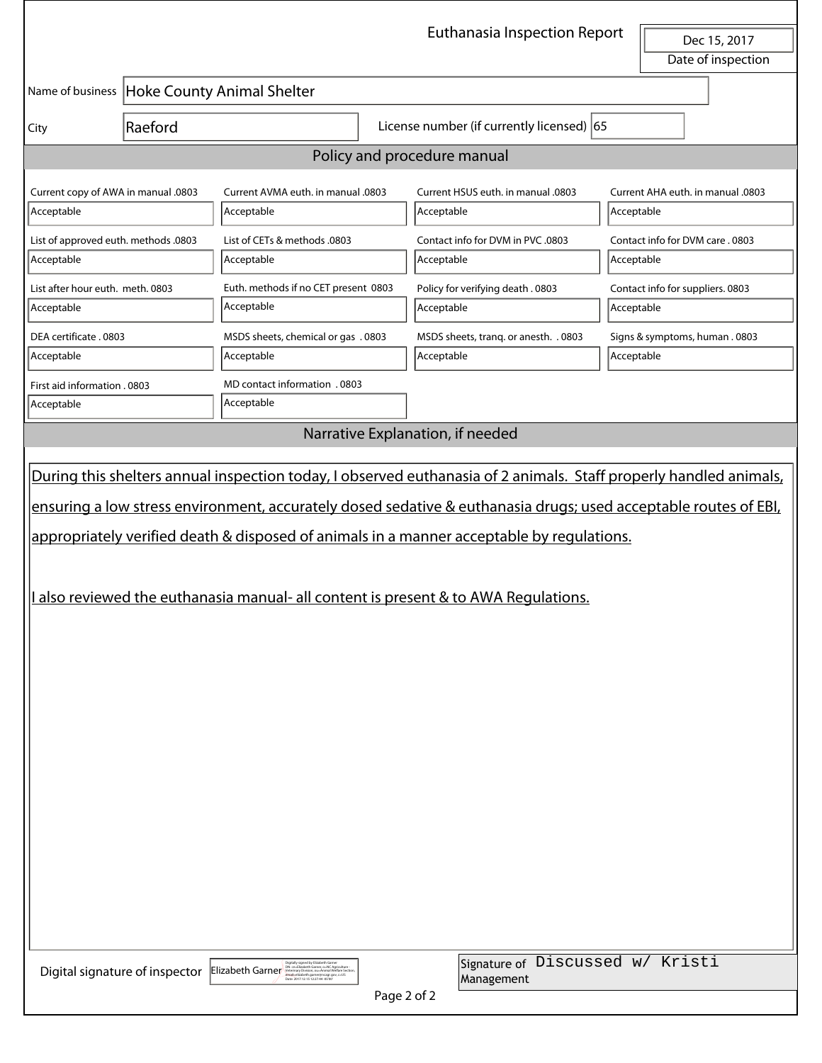# Euthanasia Inspection Report

Date of inspection: Dec 15, 2017

Name of business: Hoke County Animal Shelter

City: Raeford

License number (if currently licensed): 65

## Policy and procedure manual

| Current copy of AWA in manual .0803 | Current AVMA euth. in manual .0803 | Current HSUS euth. in manual .0803 | Current AHA euth. in manual .0803 |
|---|---|---|---|
| Acceptable | Acceptable | Acceptable | Acceptable |
| **List of approved euth. methods .0803** | **List of CETs & methods .0803** | **Contact info for DVM in PVC .0803** | **Contact info for DVM care . 0803** |
| Acceptable | Acceptable | Acceptable | Acceptable |
| **List after hour euth. meth. 0803** | **Euth. methods if no CET present 0803** | **Policy for verifying death . 0803** | **Contact info for suppliers. 0803** |
| Acceptable | Acceptable | Acceptable | Acceptable |
| **DEA certificate . 0803** | **MSDS sheets, chemical or gas . 0803** | **MSDS sheets, tranq. or anesth. . 0803** | **Signs & symptoms, human . 0803** |
| Acceptable | Acceptable | Acceptable | Acceptable |
| **First aid information . 0803** | **MD contact information . 0803** | | |
| Acceptable | Acceptable | | |

## Narrative Explanation, if needed

During this shelters annual inspection today, I observed euthanasia of 2 animals. Staff properly handled animals, ensuring a low stress environment, accurately dosed sedative & euthanasia drugs; used acceptable routes of EBI, appropriately verified death & disposed of animals in a manner acceptable by regulations.

I also reviewed the euthanasia manual- all content is present & to AWA Regulations.

Digital signature of inspector: Elizabeth Garner

Signature of Management: Discussed w/ Kristi